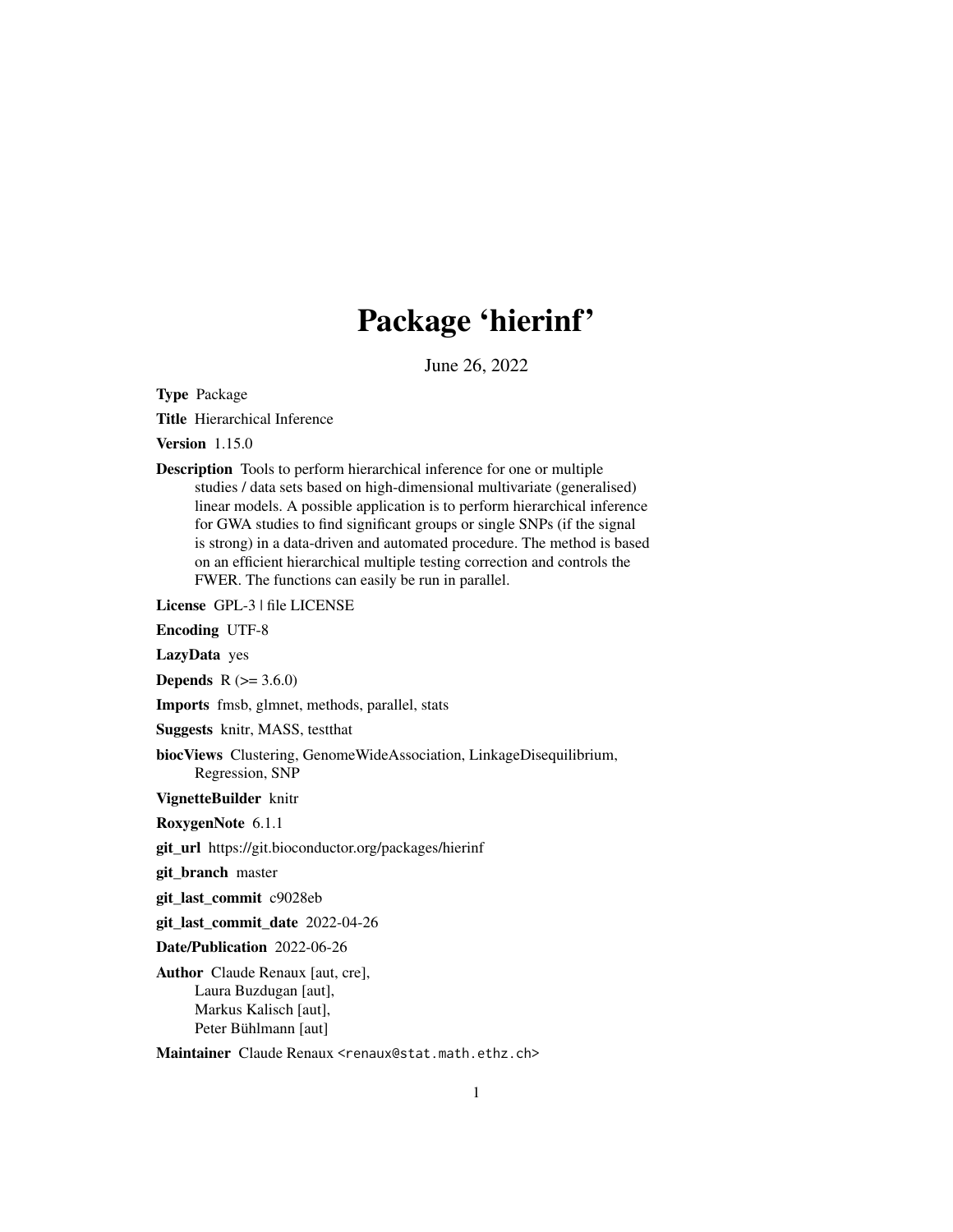# Package 'hierinf'

June 26, 2022

**Type** Package

**Title** Hierarchical Inference

**Version** 1.15.0

**Description** Tools to perform hierarchical inference for one or multiple studies / data sets based on high-dimensional multivariate (generalised) linear models. A possible application is to perform hierarchical inference for GWA studies to find significant groups or single SNPs (if the signal is strong) in a data-driven and automated procedure. The method is based on an efficient hierarchical multiple testing correction and controls the FWER. The functions can easily be run in parallel.

**License** GPL-3 | file LICENSE

**Encoding** UTF-8

**LazyData** yes

**Depends** R (>= 3.6.0)

**Imports** fmsb, glmnet, methods, parallel, stats

**Suggests** knitr, MASS, testthat

**biocViews** Clustering, GenomeWideAssociation, LinkageDisequilibrium, Regression, SNP

**VignetteBuilder** knitr

**RoxygenNote** 6.1.1

**git_url** https://git.bioconductor.org/packages/hierinf

**git_branch** master

**git_last_commit** c9028eb

**git_last_commit_date** 2022-04-26

**Date/Publication** 2022-06-26

**Author** Claude Renaux [aut, cre],
Laura Buzdugan [aut],
Markus Kalisch [aut],
Peter Bühlmann [aut]

**Maintainer** Claude Renaux <renaux@stat.math.ethz.ch>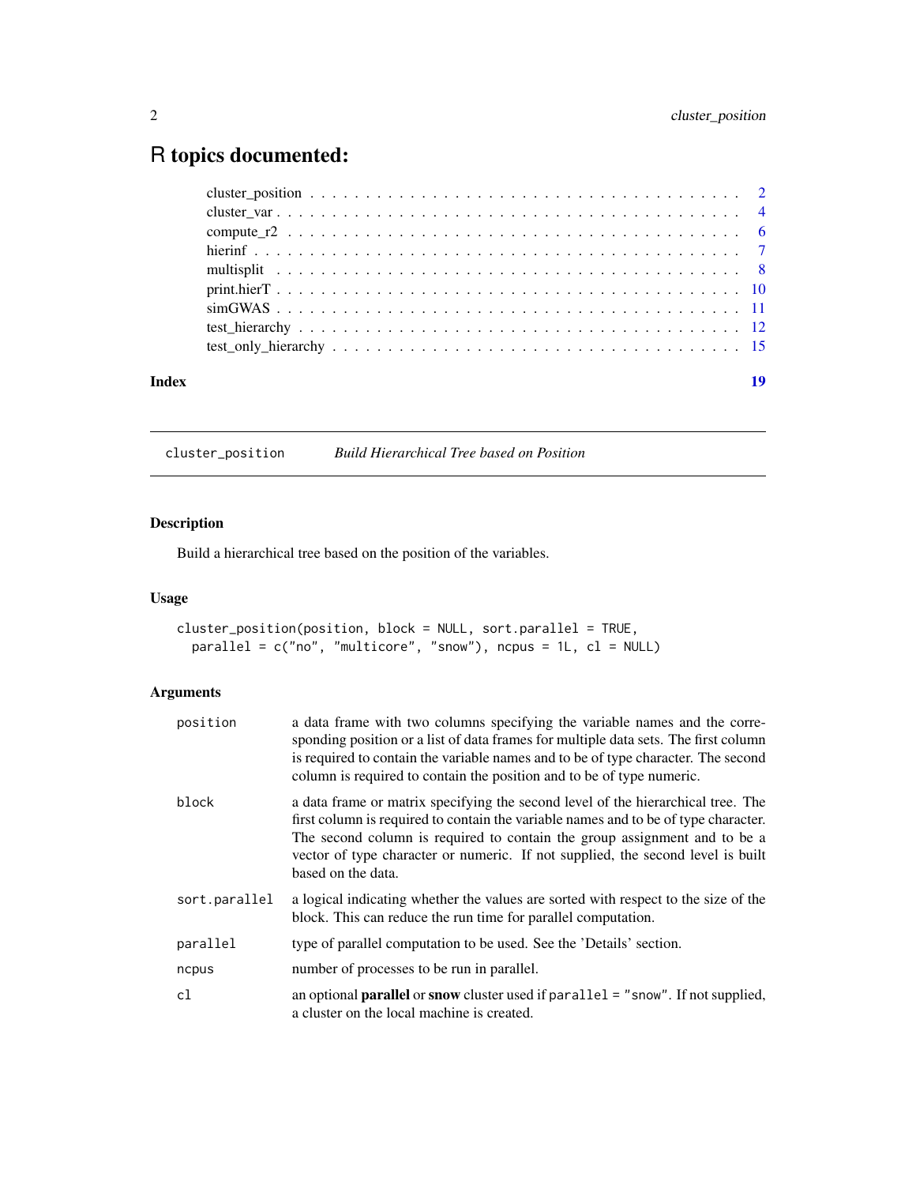# R topics documented:

| | |
|---|---|
| cluster_position | 2 |
| cluster_var | 4 |
| compute_r2 | 6 |
| hierinf | 7 |
| multisplit | 8 |
| print.hierT | 10 |
| simGWAS | 11 |
| test_hierarchy | 12 |
| test_only_hierarchy | 15 |
| **Index** | **19** |

---

`cluster_position` *Build Hierarchical Tree based on Position*

---

## Description

Build a hierarchical tree based on the position of the variables.

## Usage

```
cluster_position(position, block = NULL, sort.parallel = TRUE,
  parallel = c("no", "multicore", "snow"), ncpus = 1L, cl = NULL)
```

## Arguments

| | |
|---|---|
| `position` | a data frame with two columns specifying the variable names and the corresponding position or a list of data frames for multiple data sets. The first column is required to contain the variable names and to be of type character. The second column is required to contain the position and to be of type numeric. |
| `block` | a data frame or matrix specifying the second level of the hierarchical tree. The first column is required to contain the variable names and to be of type character. The second column is required to contain the group assignment and to be a vector of type character or numeric. If not supplied, the second level is built based on the data. |
| `sort.parallel` | a logical indicating whether the values are sorted with respect to the size of the block. This can reduce the run time for parallel computation. |
| `parallel` | type of parallel computation to be used. See the 'Details' section. |
| `ncpus` | number of processes to be run in parallel. |
| `cl` | an optional **parallel** or **snow** cluster used if `parallel = "snow"`. If not supplied, a cluster on the local machine is created. |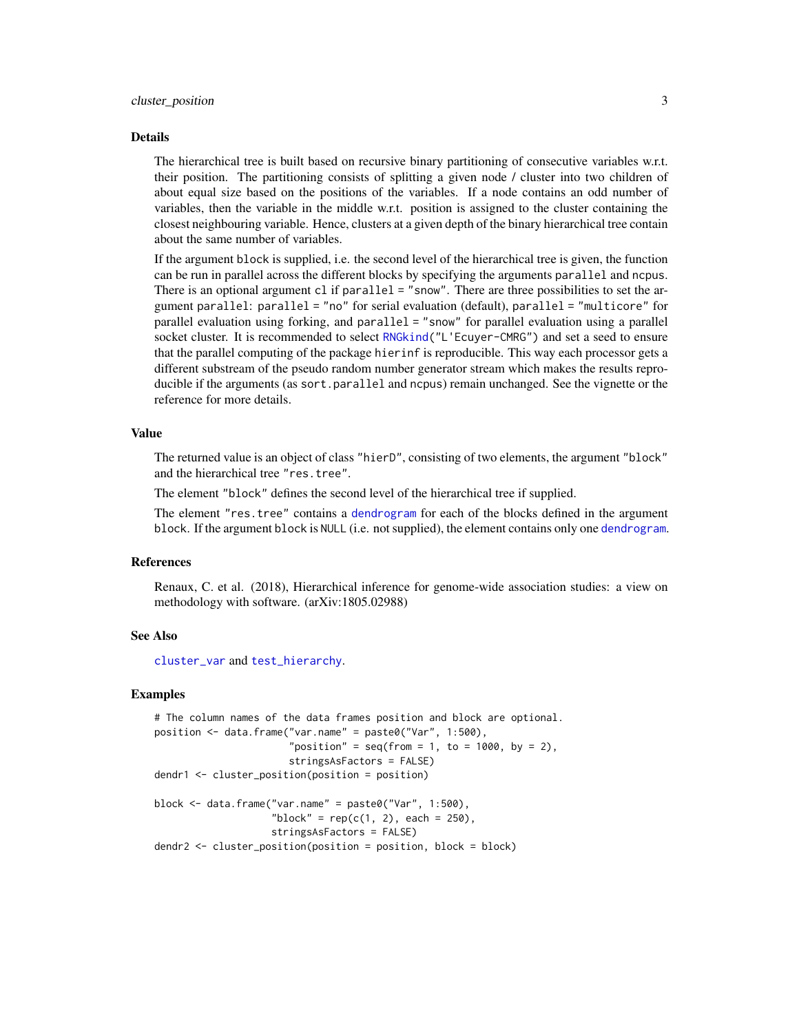## Details

The hierarchical tree is built based on recursive binary partitioning of consecutive variables w.r.t. their position. The partitioning consists of splitting a given node / cluster into two children of about equal size based on the positions of the variables. If a node contains an odd number of variables, then the variable in the middle w.r.t. position is assigned to the cluster containing the closest neighbouring variable. Hence, clusters at a given depth of the binary hierarchical tree contain about the same number of variables.

If the argument `block` is supplied, i.e. the second level of the hierarchical tree is given, the function can be run in parallel across the different blocks by specifying the arguments `parallel` and `ncpus`. There is an optional argument `cl` if `parallel = "snow"`. There are three possibilities to set the argument `parallel`: `parallel = "no"` for serial evaluation (default), `parallel = "multicore"` for parallel evaluation using forking, and `parallel = "snow"` for parallel evaluation using a parallel socket cluster. It is recommended to select `RNGkind("L'Ecuyer-CMRG")` and set a seed to ensure that the parallel computing of the package `hierinf` is reproducible. This way each processor gets a different substream of the pseudo random number generator stream which makes the results reproducible if the arguments (as `sort.parallel` and `ncpus`) remain unchanged. See the vignette or the reference for more details.

## Value

The returned value is an object of class `"hierD"`, consisting of two elements, the argument `"block"` and the hierarchical tree `"res.tree"`.

The element `"block"` defines the second level of the hierarchical tree if supplied.

The element `"res.tree"` contains a `dendrogram` for each of the blocks defined in the argument `block`. If the argument `block` is `NULL` (i.e. not supplied), the element contains only one `dendrogram`.

## References

Renaux, C. et al. (2018), Hierarchical inference for genome-wide association studies: a view on methodology with software. (arXiv:1805.02988)

## See Also

`cluster_var` and `test_hierarchy`.

## Examples

```
# The column names of the data frames position and block are optional.
position <- data.frame("var.name" = paste0("Var", 1:500),
                       "position" = seq(from = 1, to = 1000, by = 2),
                       stringsAsFactors = FALSE)
dendr1 <- cluster_position(position = position)

block <- data.frame("var.name" = paste0("Var", 1:500),
                    "block" = rep(c(1, 2), each = 250),
                    stringsAsFactors = FALSE)
dendr2 <- cluster_position(position = position, block = block)
```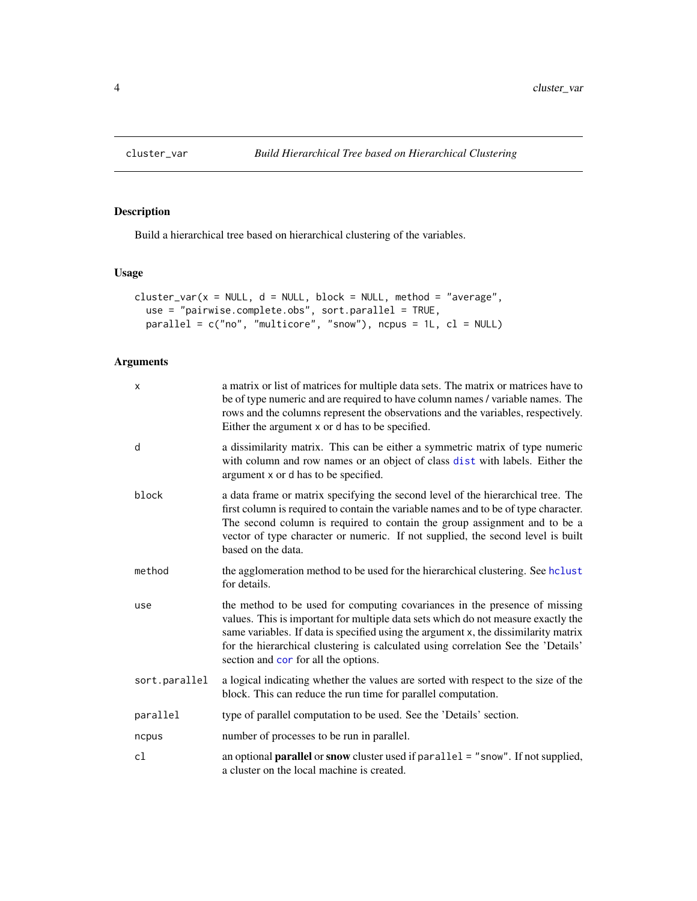# cluster_var — *Build Hierarchical Tree based on Hierarchical Clustering*

## Description

Build a hierarchical tree based on hierarchical clustering of the variables.

## Usage

```
cluster_var(x = NULL, d = NULL, block = NULL, method = "average",
  use = "pairwise.complete.obs", sort.parallel = TRUE,
  parallel = c("no", "multicore", "snow"), ncpus = 1L, cl = NULL)
```

## Arguments

| Argument | Description |
|---|---|
| `x` | a matrix or list of matrices for multiple data sets. The matrix or matrices have to be of type numeric and are required to have column names / variable names. The rows and the columns represent the observations and the variables, respectively. Either the argument `x` or `d` has to be specified. |
| `d` | a dissimilarity matrix. This can be either a symmetric matrix of type numeric with column and row names or an object of class `dist` with labels. Either the argument `x` or `d` has to be specified. |
| `block` | a data frame or matrix specifying the second level of the hierarchical tree. The first column is required to contain the variable names and to be of type character. The second column is required to contain the group assignment and to be a vector of type character or numeric. If not supplied, the second level is built based on the data. |
| `method` | the agglomeration method to be used for the hierarchical clustering. See `hclust` for details. |
| `use` | the method to be used for computing covariances in the presence of missing values. This is important for multiple data sets which do not measure exactly the same variables. If data is specified using the argument `x`, the dissimilarity matrix for the hierarchical clustering is calculated using correlation See the 'Details' section and `cor` for all the options. |
| `sort.parallel` | a logical indicating whether the values are sorted with respect to the size of the block. This can reduce the run time for parallel computation. |
| `parallel` | type of parallel computation to be used. See the 'Details' section. |
| `ncpus` | number of processes to be run in parallel. |
| `cl` | an optional **parallel** or **snow** cluster used if `parallel = "snow"`. If not supplied, a cluster on the local machine is created. |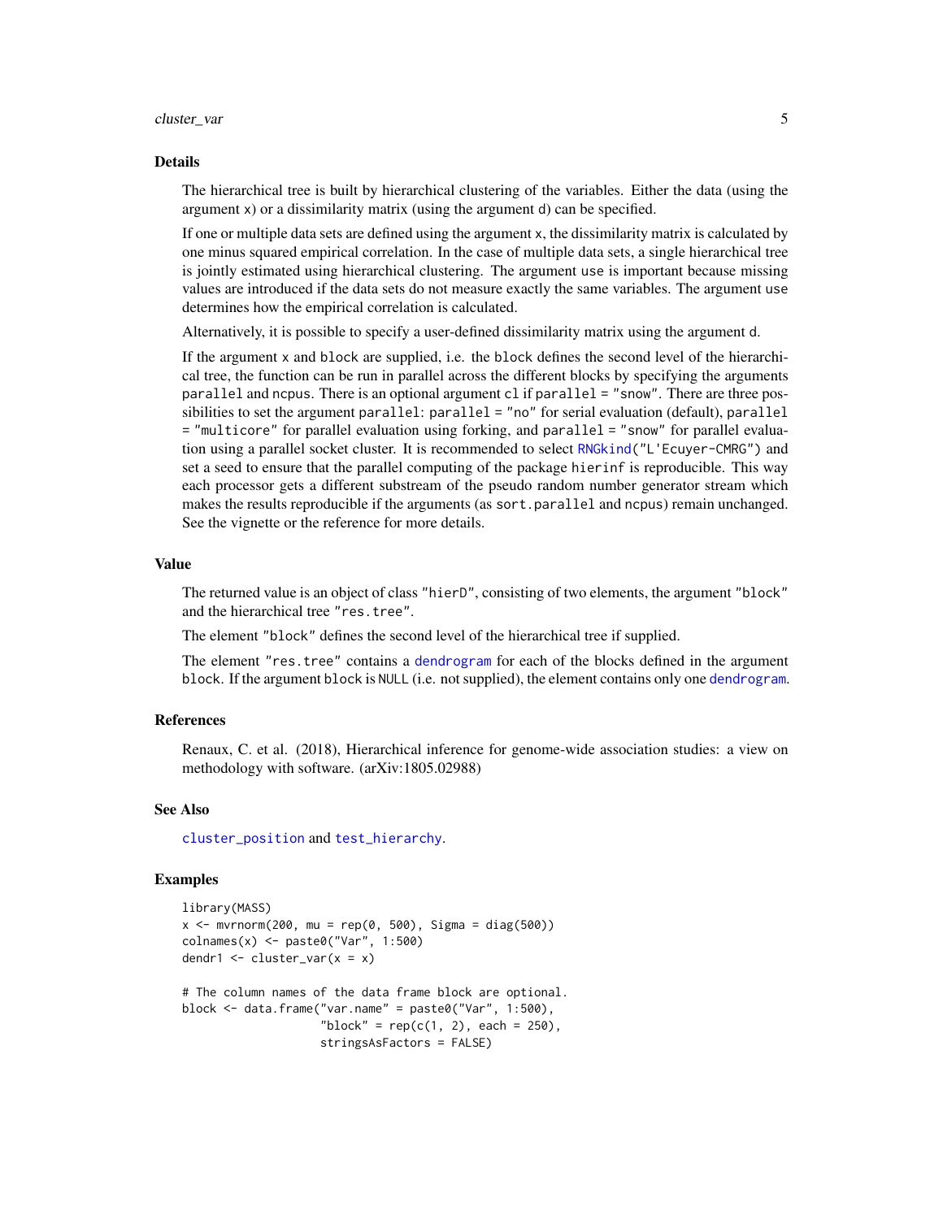## Details

The hierarchical tree is built by hierarchical clustering of the variables. Either the data (using the argument `x`) or a dissimilarity matrix (using the argument `d`) can be specified.

If one or multiple data sets are defined using the argument `x`, the dissimilarity matrix is calculated by one minus squared empirical correlation. In the case of multiple data sets, a single hierarchical tree is jointly estimated using hierarchical clustering. The argument `use` is important because missing values are introduced if the data sets do not measure exactly the same variables. The argument `use` determines how the empirical correlation is calculated.

Alternatively, it is possible to specify a user-defined dissimilarity matrix using the argument `d`.

If the argument `x` and `block` are supplied, i.e. the `block` defines the second level of the hierarchical tree, the function can be run in parallel across the different blocks by specifying the arguments `parallel` and `ncpus`. There is an optional argument `cl` if `parallel = "snow"`. There are three possibilities to set the argument `parallel`: `parallel = "no"` for serial evaluation (default), `parallel = "multicore"` for parallel evaluation using forking, and `parallel = "snow"` for parallel evaluation using a parallel socket cluster. It is recommended to select `RNGkind("L'Ecuyer-CMRG")` and set a seed to ensure that the parallel computing of the package `hierinf` is reproducible. This way each processor gets a different substream of the pseudo random number generator stream which makes the results reproducible if the arguments (as `sort.parallel` and `ncpus`) remain unchanged. See the vignette or the reference for more details.

## Value

The returned value is an object of class `"hierD"`, consisting of two elements, the argument `"block"` and the hierarchical tree `"res.tree"`.

The element `"block"` defines the second level of the hierarchical tree if supplied.

The element `"res.tree"` contains a `dendrogram` for each of the blocks defined in the argument `block`. If the argument `block` is `NULL` (i.e. not supplied), the element contains only one `dendrogram`.

## References

Renaux, C. et al. (2018), Hierarchical inference for genome-wide association studies: a view on methodology with software. (arXiv:1805.02988)

## See Also

`cluster_position` and `test_hierarchy`.

## Examples

```
library(MASS)
x <- mvrnorm(200, mu = rep(0, 500), Sigma = diag(500))
colnames(x) <- paste0("Var", 1:500)
dendr1 <- cluster_var(x = x)

# The column names of the data frame block are optional.
block <- data.frame("var.name" = paste0("Var", 1:500),
                    "block" = rep(c(1, 2), each = 250),
                    stringsAsFactors = FALSE)
```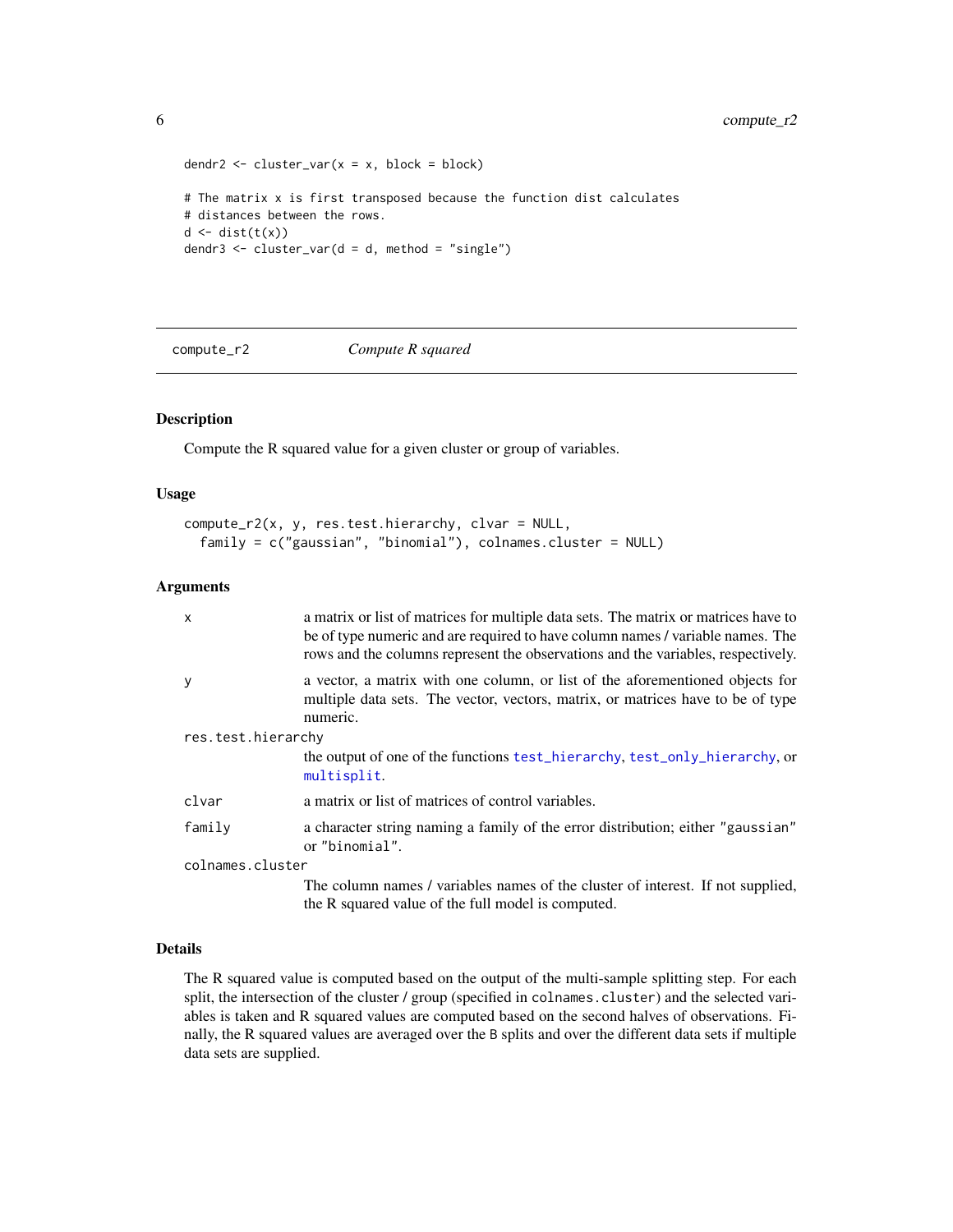```
dendr2 <- cluster_var(x = x, block = block)

# The matrix x is first transposed because the function dist calculates
# distances between the rows.
d <- dist(t(x))
dendr3 <- cluster_var(d = d, method = "single")
```

---

## compute_r2 — *Compute R squared*

---

### Description

Compute the R squared value for a given cluster or group of variables.

### Usage

```
compute_r2(x, y, res.test.hierarchy, clvar = NULL,
  family = c("gaussian", "binomial"), colnames.cluster = NULL)
```

### Arguments

| | |
|---|---|
| `x` | a matrix or list of matrices for multiple data sets. The matrix or matrices have to be of type numeric and are required to have column names / variable names. The rows and the columns represent the observations and the variables, respectively. |
| `y` | a vector, a matrix with one column, or list of the aforementioned objects for multiple data sets. The vector, vectors, matrix, or matrices have to be of type numeric. |
| `res.test.hierarchy` | the output of one of the functions `test_hierarchy`, `test_only_hierarchy`, or `multisplit`. |
| `clvar` | a matrix or list of matrices of control variables. |
| `family` | a character string naming a family of the error distribution; either `"gaussian"` or `"binomial"`. |
| `colnames.cluster` | The column names / variables names of the cluster of interest. If not supplied, the R squared value of the full model is computed. |

### Details

The R squared value is computed based on the output of the multi-sample splitting step. For each split, the intersection of the cluster / group (specified in `colnames.cluster`) and the selected variables is taken and R squared values are computed based on the second halves of observations. Finally, the R squared values are averaged over the `B` splits and over the different data sets if multiple data sets are supplied.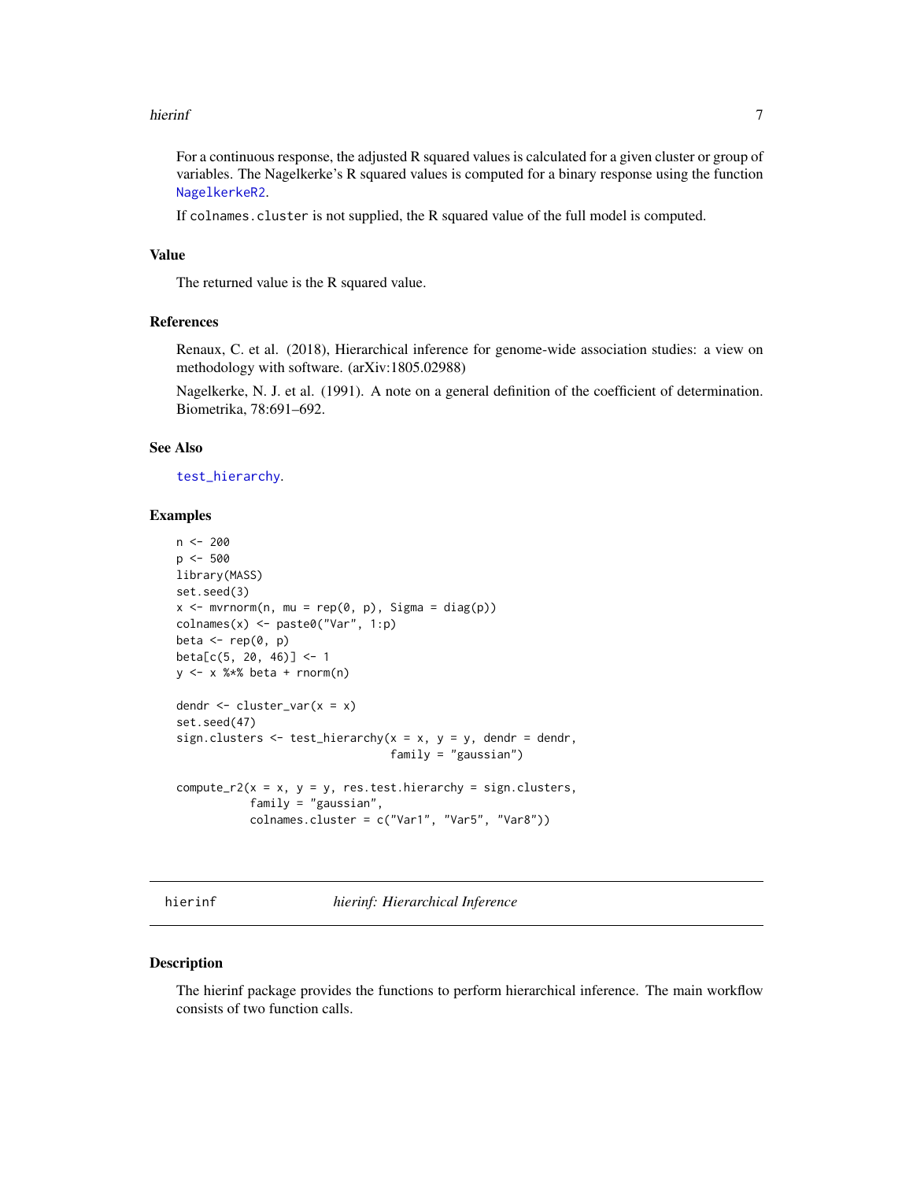For a continuous response, the adjusted R squared values is calculated for a given cluster or group of variables. The Nagelkerke's R squared values is computed for a binary response using the function `NagelkerkeR2`.

If `colnames.cluster` is not supplied, the R squared value of the full model is computed.

### Value

The returned value is the R squared value.

### References

Renaux, C. et al. (2018), Hierarchical inference for genome-wide association studies: a view on methodology with software. (arXiv:1805.02988)

Nagelkerke, N. J. et al. (1991). A note on a general definition of the coefficient of determination. Biometrika, 78:691–692.

### See Also

`test_hierarchy`.

### Examples

```
n <- 200
p <- 500
library(MASS)
set.seed(3)
x <- mvrnorm(n, mu = rep(0, p), Sigma = diag(p))
colnames(x) <- paste0("Var", 1:p)
beta <- rep(0, p)
beta[c(5, 20, 46)] <- 1
y <- x %*% beta + rnorm(n)

dendr <- cluster_var(x = x)
set.seed(47)
sign.clusters <- test_hierarchy(x = x, y = y, dendr = dendr,
                                family = "gaussian")

compute_r2(x = x, y = y, res.test.hierarchy = sign.clusters,
           family = "gaussian",
           colnames.cluster = c("Var1", "Var5", "Var8"))
```

---

## hierinf — *hierinf: Hierarchical Inference*

### Description

The hierinf package provides the functions to perform hierarchical inference. The main workflow consists of two function calls.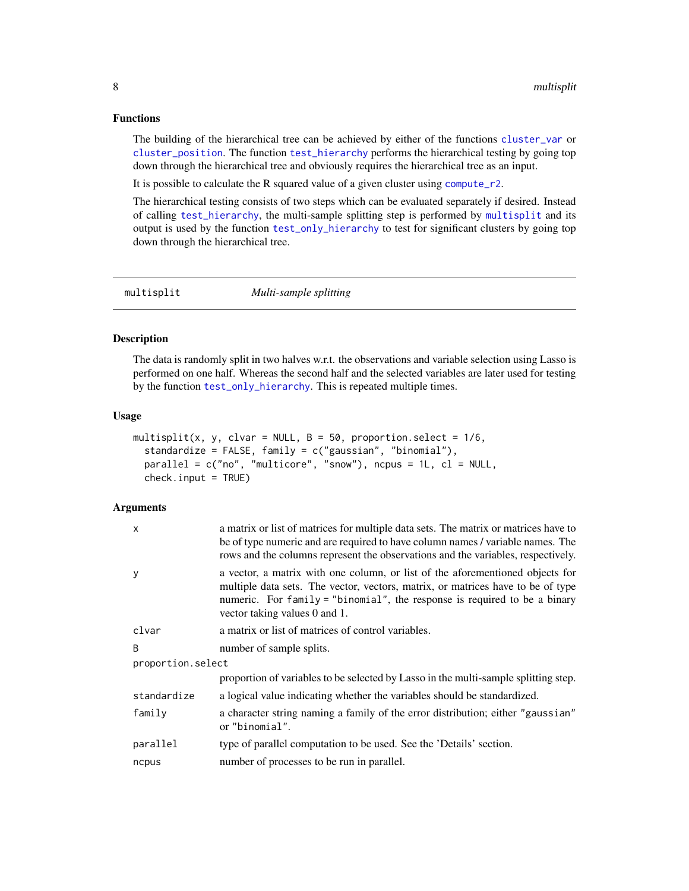### Functions

The building of the hierarchical tree can be achieved by either of the functions `cluster_var` or `cluster_position`. The function `test_hierarchy` performs the hierarchical testing by going top down through the hierarchical tree and obviously requires the hierarchical tree as an input.

It is possible to calculate the R squared value of a given cluster using `compute_r2`.

The hierarchical testing consists of two steps which can be evaluated separately if desired. Instead of calling `test_hierarchy`, the multi-sample splitting step is performed by `multisplit` and its output is used by the function `test_only_hierarchy` to test for significant clusters by going top down through the hierarchical tree.

---

`multisplit` *Multi-sample splitting*

---

### Description

The data is randomly split in two halves w.r.t. the observations and variable selection using Lasso is performed on one half. Whereas the second half and the selected variables are later used for testing by the function `test_only_hierarchy`. This is repeated multiple times.

### Usage

```
multisplit(x, y, clvar = NULL, B = 50, proportion.select = 1/6,
  standardize = FALSE, family = c("gaussian", "binomial"),
  parallel = c("no", "multicore", "snow"), ncpus = 1L, cl = NULL,
  check.input = TRUE)
```

### Arguments

| | |
|---|---|
| `x` | a matrix or list of matrices for multiple data sets. The matrix or matrices have to be of type numeric and are required to have column names / variable names. The rows and the columns represent the observations and the variables, respectively. |
| `y` | a vector, a matrix with one column, or list of the aforementioned objects for multiple data sets. The vector, vectors, matrix, or matrices have to be of type numeric. For `family = "binomial"`, the response is required to be a binary vector taking values 0 and 1. |
| `clvar` | a matrix or list of matrices of control variables. |
| `B` | number of sample splits. |
| `proportion.select` | proportion of variables to be selected by Lasso in the multi-sample splitting step. |
| `standardize` | a logical value indicating whether the variables should be standardized. |
| `family` | a character string naming a family of the error distribution; either `"gaussian"` or `"binomial"`. |
| `parallel` | type of parallel computation to be used. See the 'Details' section. |
| `ncpus` | number of processes to be run in parallel. |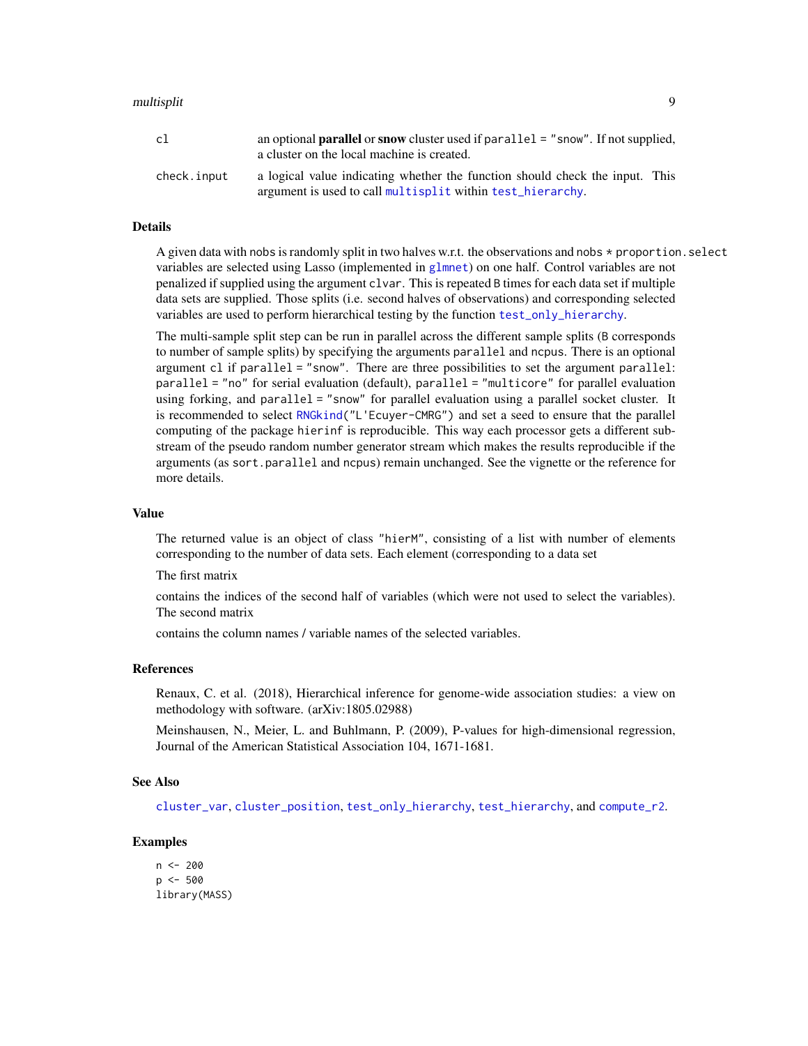| | |
|---|---|
| cl | an optional **parallel** or **snow** cluster used if parallel = "snow". If not supplied, a cluster on the local machine is created. |
| check.input | a logical value indicating whether the function should check the input. This argument is used to call multisplit within test_hierarchy. |

## Details

A given data with nobs is randomly split in two halves w.r.t. the observations and nobs * proportion.select variables are selected using Lasso (implemented in glmnet) on one half. Control variables are not penalized if supplied using the argument clvar. This is repeated B times for each data set if multiple data sets are supplied. Those splits (i.e. second halves of observations) and corresponding selected variables are used to perform hierarchical testing by the function test_only_hierarchy.

The multi-sample split step can be run in parallel across the different sample splits (B corresponds to number of sample splits) by specifying the arguments parallel and ncpus. There is an optional argument cl if parallel = "snow". There are three possibilities to set the argument parallel: parallel = "no" for serial evaluation (default), parallel = "multicore" for parallel evaluation using forking, and parallel = "snow" for parallel evaluation using a parallel socket cluster. It is recommended to select RNGkind("L'Ecuyer-CMRG") and set a seed to ensure that the parallel computing of the package hierinf is reproducible. This way each processor gets a different substream of the pseudo random number generator stream which makes the results reproducible if the arguments (as sort.parallel and ncpus) remain unchanged. See the vignette or the reference for more details.

## Value

The returned value is an object of class "hierM", consisting of a list with number of elements corresponding to the number of data sets. Each element (corresponding to a data set

The first matrix

contains the indices of the second half of variables (which were not used to select the variables). The second matrix

contains the column names / variable names of the selected variables.

## References

Renaux, C. et al. (2018), Hierarchical inference for genome-wide association studies: a view on methodology with software. (arXiv:1805.02988)

Meinshausen, N., Meier, L. and Buhlmann, P. (2009), P-values for high-dimensional regression, Journal of the American Statistical Association 104, 1671-1681.

## See Also

cluster_var, cluster_position, test_only_hierarchy, test_hierarchy, and compute_r2.

## Examples

```
n <- 200
p <- 500
library(MASS)
```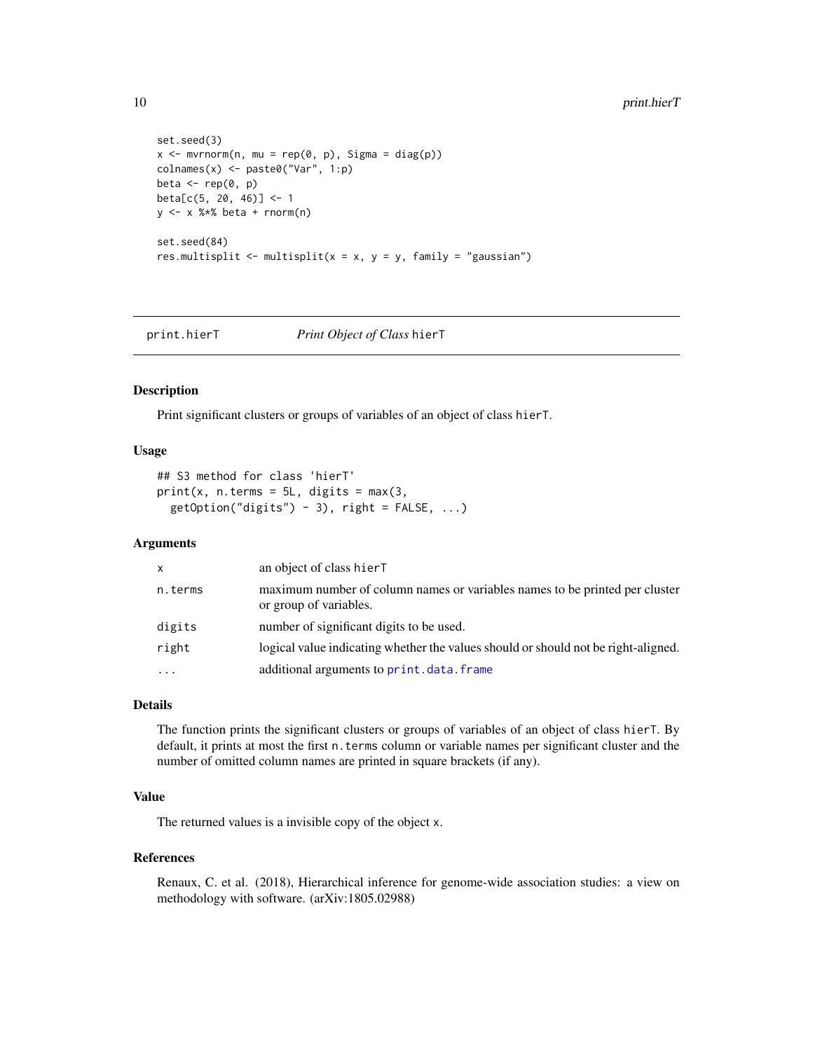```
set.seed(3)
x <- mvrnorm(n, mu = rep(0, p), Sigma = diag(p))
colnames(x) <- paste0("Var", 1:p)
beta <- rep(0, p)
beta[c(5, 20, 46)] <- 1
y <- x %*% beta + rnorm(n)

set.seed(84)
res.multisplit <- multisplit(x = x, y = y, family = "gaussian")
```

---

## print.hierT *Print Object of Class* `hierT`

### Description

Print significant clusters or groups of variables of an object of class `hierT`.

### Usage

```
## S3 method for class 'hierT'
print(x, n.terms = 5L, digits = max(3,
  getOption("digits") - 3), right = FALSE, ...)
```

### Arguments

| | |
|---|---|
| `x` | an object of class `hierT` |
| `n.terms` | maximum number of column names or variables names to be printed per cluster or group of variables. |
| `digits` | number of significant digits to be used. |
| `right` | logical value indicating whether the values should or should not be right-aligned. |
| `...` | additional arguments to `print.data.frame` |

### Details

The function prints the significant clusters or groups of variables of an object of class `hierT`. By default, it prints at most the first `n.terms` column or variable names per significant cluster and the number of omitted column names are printed in square brackets (if any).

### Value

The returned values is a invisible copy of the object `x`.

### References

Renaux, C. et al. (2018), Hierarchical inference for genome-wide association studies: a view on methodology with software. (arXiv:1805.02988)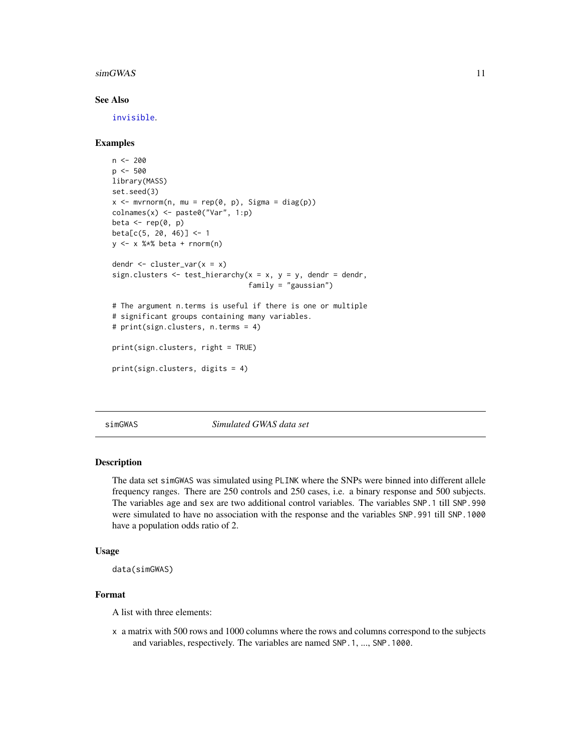### See Also

invisible.

### Examples

```
n <- 200
p <- 500
library(MASS)
set.seed(3)
x <- mvrnorm(n, mu = rep(0, p), Sigma = diag(p))
colnames(x) <- paste0("Var", 1:p)
beta <- rep(0, p)
beta[c(5, 20, 46)] <- 1
y <- x %*% beta + rnorm(n)

dendr <- cluster_var(x = x)
sign.clusters <- test_hierarchy(x = x, y = y, dendr = dendr,
                                family = "gaussian")

# The argument n.terms is useful if there is one or multiple
# significant groups containing many variables.
# print(sign.clusters, n.terms = 4)

print(sign.clusters, right = TRUE)

print(sign.clusters, digits = 4)
```

---

## simGWAS — *Simulated GWAS data set*

### Description

The data set simGWAS was simulated using PLINK where the SNPs were binned into different allele frequency ranges. There are 250 controls and 250 cases, i.e. a binary response and 500 subjects. The variables age and sex are two additional control variables. The variables SNP.1 till SNP.990 were simulated to have no association with the response and the variables SNP.991 till SNP.1000 have a population odds ratio of 2.

### Usage

```
data(simGWAS)
```

### Format

A list with three elements:

- x a matrix with 500 rows and 1000 columns where the rows and columns correspond to the subjects and variables, respectively. The variables are named SNP.1, ..., SNP.1000.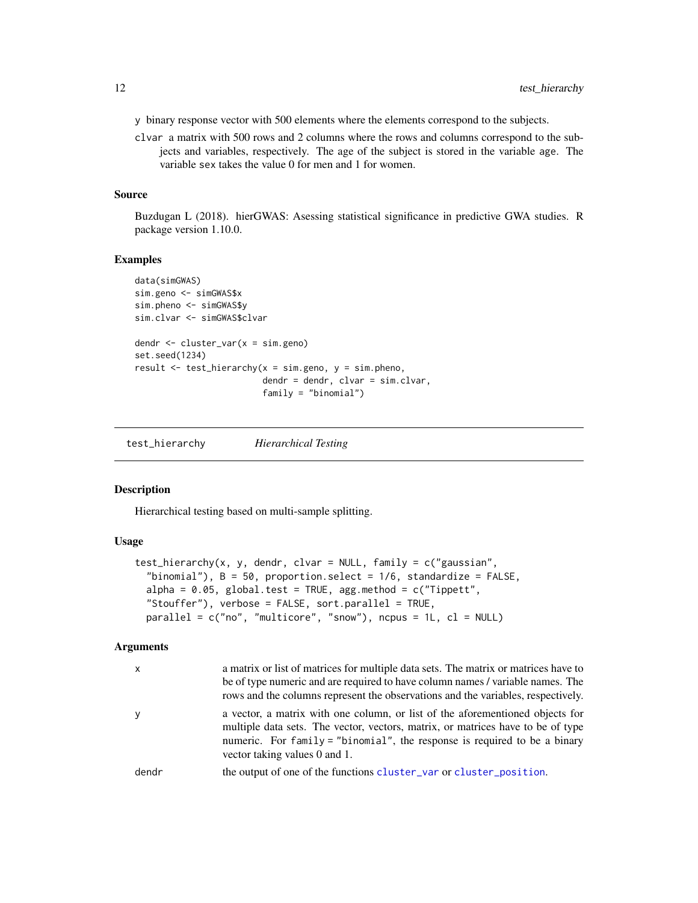y binary response vector with 500 elements where the elements correspond to the subjects.

clvar a matrix with 500 rows and 2 columns where the rows and columns correspond to the subjects and variables, respectively. The age of the subject is stored in the variable age. The variable sex takes the value 0 for men and 1 for women.

### Source

Buzdugan L (2018). hierGWAS: Asessing statistical significance in predictive GWA studies. R package version 1.10.0.

### Examples

```
data(simGWAS)
sim.geno <- simGWAS$x
sim.pheno <- simGWAS$y
sim.clvar <- simGWAS$clvar

dendr <- cluster_var(x = sim.geno)
set.seed(1234)
result <- test_hierarchy(x = sim.geno, y = sim.pheno,
                         dendr = dendr, clvar = sim.clvar,
                         family = "binomial")
```

---

## test_hierarchy *Hierarchical Testing*

### Description

Hierarchical testing based on multi-sample splitting.

### Usage

```
test_hierarchy(x, y, dendr, clvar = NULL, family = c("gaussian",
  "binomial"), B = 50, proportion.select = 1/6, standardize = FALSE,
  alpha = 0.05, global.test = TRUE, agg.method = c("Tippett",
  "Stouffer"), verbose = FALSE, sort.parallel = TRUE,
  parallel = c("no", "multicore", "snow"), ncpus = 1L, cl = NULL)
```

### Arguments

| | |
|---|---|
| x | a matrix or list of matrices for multiple data sets. The matrix or matrices have to be of type numeric and are required to have column names / variable names. The rows and the columns represent the observations and the variables, respectively. |
| y | a vector, a matrix with one column, or list of the aforementioned objects for multiple data sets. The vector, vectors, matrix, or matrices have to be of type numeric. For family = "binomial", the response is required to be a binary vector taking values 0 and 1. |
| dendr | the output of one of the functions cluster_var or cluster_position. |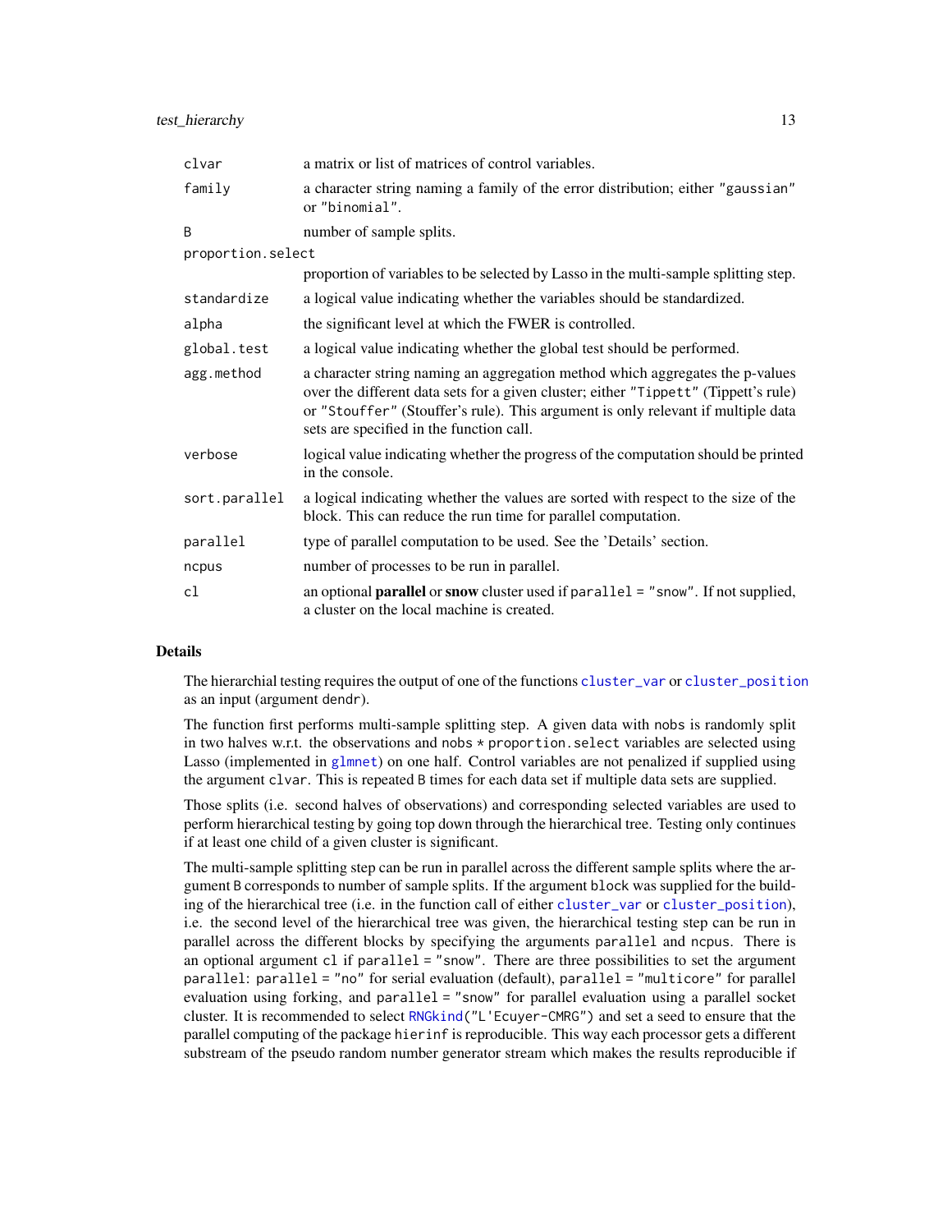| | |
|---|---|
| `clvar` | a matrix or list of matrices of control variables. |
| `family` | a character string naming a family of the error distribution; either `"gaussian"` or `"binomial"`. |
| `B` | number of sample splits. |
| `proportion.select` | proportion of variables to be selected by Lasso in the multi-sample splitting step. |
| `standardize` | a logical value indicating whether the variables should be standardized. |
| `alpha` | the significant level at which the FWER is controlled. |
| `global.test` | a logical value indicating whether the global test should be performed. |
| `agg.method` | a character string naming an aggregation method which aggregates the p-values over the different data sets for a given cluster; either `"Tippett"` (Tippett's rule) or `"Stouffer"` (Stouffer's rule). This argument is only relevant if multiple data sets are specified in the function call. |
| `verbose` | logical value indicating whether the progress of the computation should be printed in the console. |
| `sort.parallel` | a logical indicating whether the values are sorted with respect to the size of the block. This can reduce the run time for parallel computation. |
| `parallel` | type of parallel computation to be used. See the 'Details' section. |
| `ncpus` | number of processes to be run in parallel. |
| `cl` | an optional **parallel** or **snow** cluster used if `parallel = "snow"`. If not supplied, a cluster on the local machine is created. |

## Details

The hierarchial testing requires the output of one of the functions `cluster_var` or `cluster_position` as an input (argument `dendr`).

The function first performs multi-sample splitting step. A given data with `nobs` is randomly split in two halves w.r.t. the observations and `nobs * proportion.select` variables are selected using Lasso (implemented in `glmnet`) on one half. Control variables are not penalized if supplied using the argument `clvar`. This is repeated `B` times for each data set if multiple data sets are supplied.

Those splits (i.e. second halves of observations) and corresponding selected variables are used to perform hierarchical testing by going top down through the hierarchical tree. Testing only continues if at least one child of a given cluster is significant.

The multi-sample splitting step can be run in parallel across the different sample splits where the argument `B` corresponds to number of sample splits. If the argument `block` was supplied for the building of the hierarchical tree (i.e. in the function call of either `cluster_var` or `cluster_position`), i.e. the second level of the hierarchical tree was given, the hierarchical testing step can be run in parallel across the different blocks by specifying the arguments `parallel` and `ncpus`. There is an optional argument `cl` if `parallel = "snow"`. There are three possibilities to set the argument `parallel`: `parallel = "no"` for serial evaluation (default), `parallel = "multicore"` for parallel evaluation using forking, and `parallel = "snow"` for parallel evaluation using a parallel socket cluster. It is recommended to select `RNGkind("L'Ecuyer-CMRG")` and set a seed to ensure that the parallel computing of the package `hierinf` is reproducible. This way each processor gets a different substream of the pseudo random number generator stream which makes the results reproducible if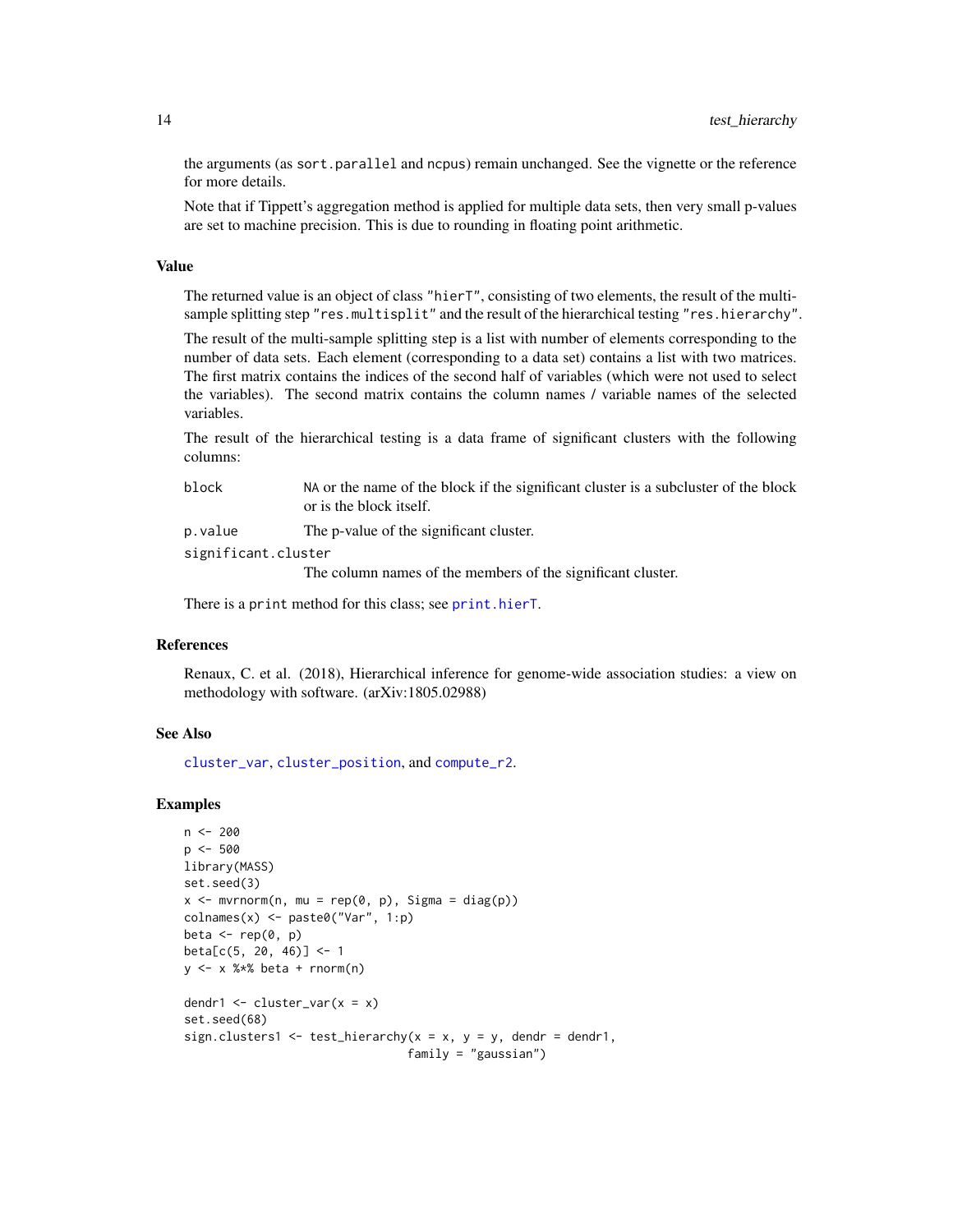the arguments (as `sort.parallel` and `ncpus`) remain unchanged. See the vignette or the reference for more details.

Note that if Tippett's aggregation method is applied for multiple data sets, then very small p-values are set to machine precision. This is due to rounding in floating point arithmetic.

## Value

The returned value is an object of class `"hierT"`, consisting of two elements, the result of the multi-sample splitting step `"res.multisplit"` and the result of the hierarchical testing `"res.hierarchy"`.

The result of the multi-sample splitting step is a list with number of elements corresponding to the number of data sets. Each element (corresponding to a data set) contains a list with two matrices. The first matrix contains the indices of the second half of variables (which were not used to select the variables). The second matrix contains the column names / variable names of the selected variables.

The result of the hierarchical testing is a data frame of significant clusters with the following columns:

- `block`: `NA` or the name of the block if the significant cluster is a subcluster of the block or is the block itself.
- `p.value`: The p-value of the significant cluster.
- `significant.cluster`: The column names of the members of the significant cluster.

There is a `print` method for this class; see `print.hierT`.

## References

Renaux, C. et al. (2018), Hierarchical inference for genome-wide association studies: a view on methodology with software. (arXiv:1805.02988)

## See Also

`cluster_var`, `cluster_position`, and `compute_r2`.

## Examples

```
n <- 200
p <- 500
library(MASS)
set.seed(3)
x <- mvrnorm(n, mu = rep(0, p), Sigma = diag(p))
colnames(x) <- paste0("Var", 1:p)
beta <- rep(0, p)
beta[c(5, 20, 46)] <- 1
y <- x %*% beta + rnorm(n)

dendr1 <- cluster_var(x = x)
set.seed(68)
sign.clusters1 <- test_hierarchy(x = x, y = y, dendr = dendr1,
                                 family = "gaussian")
```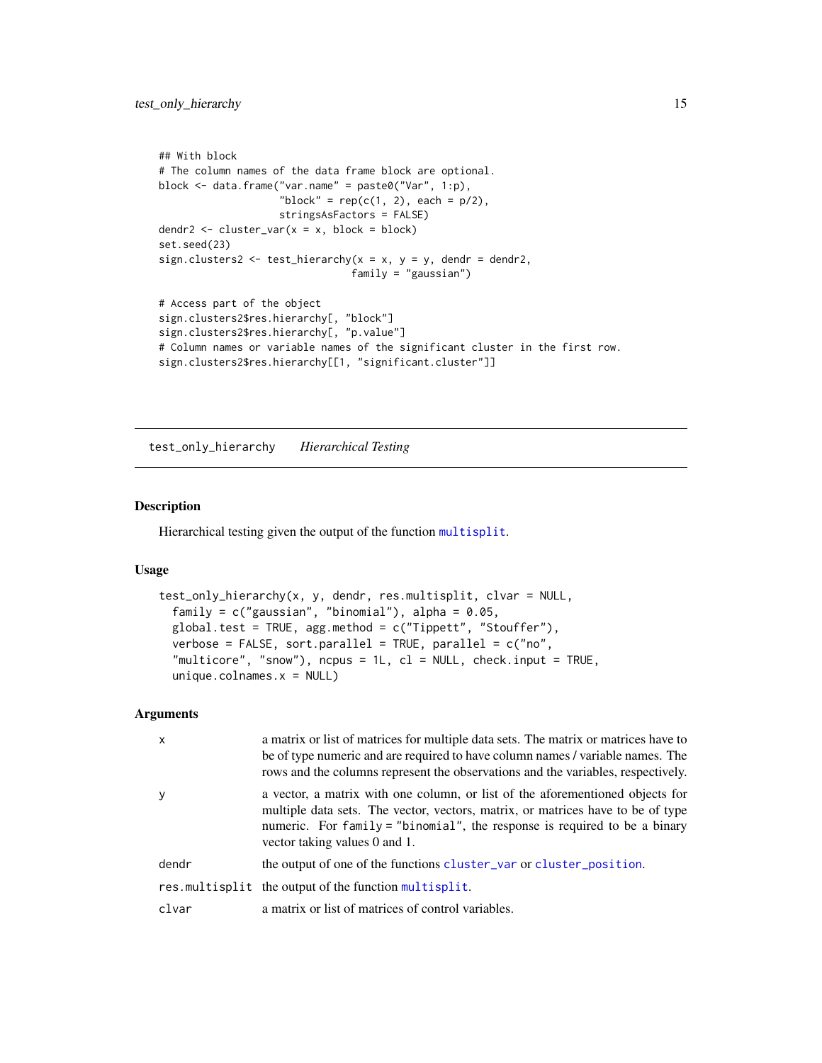```
## With block
# The column names of the data frame block are optional.
block <- data.frame("var.name" = paste0("Var", 1:p),
                    "block" = rep(c(1, 2), each = p/2),
                    stringsAsFactors = FALSE)
dendr2 <- cluster_var(x = x, block = block)
set.seed(23)
sign.clusters2 <- test_hierarchy(x = x, y = y, dendr = dendr2,
                                 family = "gaussian")

# Access part of the object
sign.clusters2$res.hierarchy[, "block"]
sign.clusters2$res.hierarchy[, "p.value"]
# Column names or variable names of the significant cluster in the first row.
sign.clusters2$res.hierarchy[[1, "significant.cluster"]]
```

---

## test_only_hierarchy *Hierarchical Testing*

### Description

Hierarchical testing given the output of the function `multisplit`.

### Usage

```
test_only_hierarchy(x, y, dendr, res.multisplit, clvar = NULL,
  family = c("gaussian", "binomial"), alpha = 0.05,
  global.test = TRUE, agg.method = c("Tippett", "Stouffer"),
  verbose = FALSE, sort.parallel = TRUE, parallel = c("no",
  "multicore", "snow"), ncpus = 1L, cl = NULL, check.input = TRUE,
  unique.colnames.x = NULL)
```

### Arguments

| | |
|---|---|
| `x` | a matrix or list of matrices for multiple data sets. The matrix or matrices have to be of type numeric and are required to have column names / variable names. The rows and the columns represent the observations and the variables, respectively. |
| `y` | a vector, a matrix with one column, or list of the aforementioned objects for multiple data sets. The vector, vectors, matrix, or matrices have to be of type numeric. For `family = "binomial"`, the response is required to be a binary vector taking values 0 and 1. |
| `dendr` | the output of one of the functions `cluster_var` or `cluster_position`. |
| `res.multisplit` | the output of the function `multisplit`. |
| `clvar` | a matrix or list of matrices of control variables. |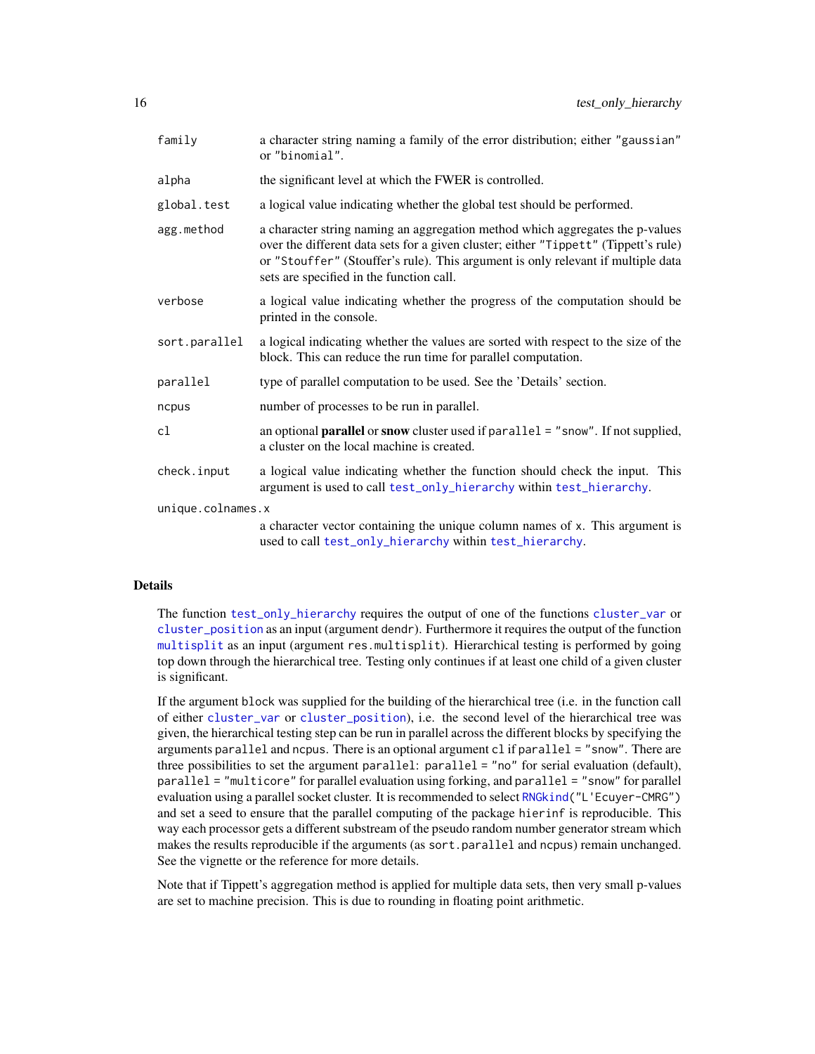| | |
|---|---|
| family | a character string naming a family of the error distribution; either "gaussian" or "binomial". |
| alpha | the significant level at which the FWER is controlled. |
| global.test | a logical value indicating whether the global test should be performed. |
| agg.method | a character string naming an aggregation method which aggregates the p-values over the different data sets for a given cluster; either "Tippett" (Tippett's rule) or "Stouffer" (Stouffer's rule). This argument is only relevant if multiple data sets are specified in the function call. |
| verbose | a logical value indicating whether the progress of the computation should be printed in the console. |
| sort.parallel | a logical indicating whether the values are sorted with respect to the size of the block. This can reduce the run time for parallel computation. |
| parallel | type of parallel computation to be used. See the 'Details' section. |
| ncpus | number of processes to be run in parallel. |
| cl | an optional **parallel** or **snow** cluster used if parallel = "snow". If not supplied, a cluster on the local machine is created. |
| check.input | a logical value indicating whether the function should check the input. This argument is used to call test_only_hierarchy within test_hierarchy. |
| unique.colnames.x | a character vector containing the unique column names of x. This argument is used to call test_only_hierarchy within test_hierarchy. |

## Details

The function test_only_hierarchy requires the output of one of the functions cluster_var or cluster_position as an input (argument dendr). Furthermore it requires the output of the function multisplit as an input (argument res.multisplit). Hierarchical testing is performed by going top down through the hierarchical tree. Testing only continues if at least one child of a given cluster is significant.

If the argument block was supplied for the building of the hierarchical tree (i.e. in the function call of either cluster_var or cluster_position), i.e. the second level of the hierarchical tree was given, the hierarchical testing step can be run in parallel across the different blocks by specifying the arguments parallel and ncpus. There is an optional argument cl if parallel = "snow". There are three possibilities to set the argument parallel: parallel = "no" for serial evaluation (default), parallel = "multicore" for parallel evaluation using forking, and parallel = "snow" for parallel evaluation using a parallel socket cluster. It is recommended to select RNGkind("L'Ecuyer-CMRG") and set a seed to ensure that the parallel computing of the package hierinf is reproducible. This way each processor gets a different substream of the pseudo random number generator stream which makes the results reproducible if the arguments (as sort.parallel and ncpus) remain unchanged. See the vignette or the reference for more details.

Note that if Tippett's aggregation method is applied for multiple data sets, then very small p-values are set to machine precision. This is due to rounding in floating point arithmetic.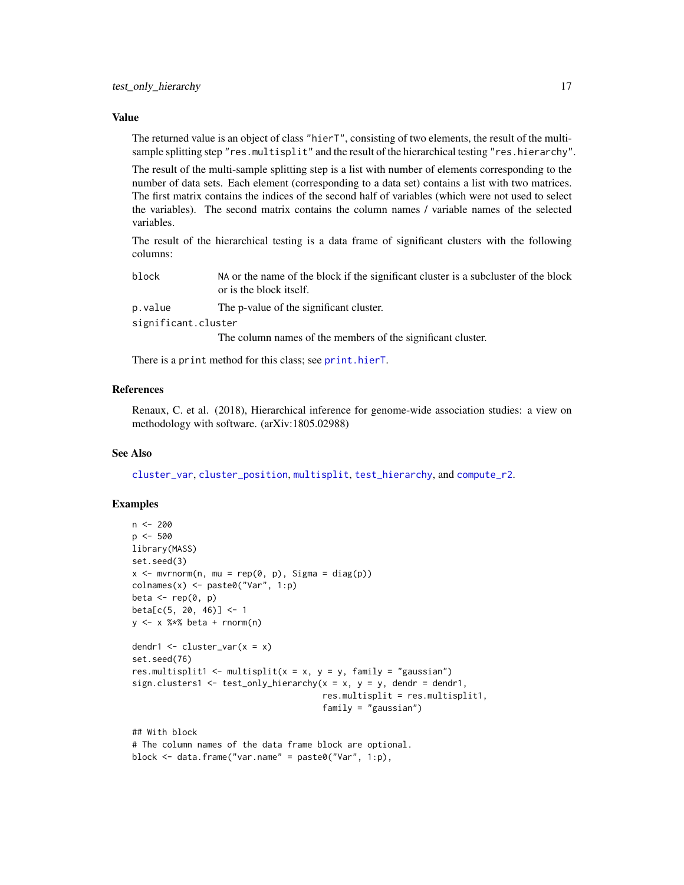### Value

The returned value is an object of class "hierT", consisting of two elements, the result of the multi-sample splitting step "res.multisplit" and the result of the hierarchical testing "res.hierarchy".

The result of the multi-sample splitting step is a list with number of elements corresponding to the number of data sets. Each element (corresponding to a data set) contains a list with two matrices. The first matrix contains the indices of the second half of variables (which were not used to select the variables). The second matrix contains the column names / variable names of the selected variables.

The result of the hierarchical testing is a data frame of significant clusters with the following columns:

- `block`: NA or the name of the block if the significant cluster is a subcluster of the block or is the block itself.
- `p.value`: The p-value of the significant cluster.
- `significant.cluster`: The column names of the members of the significant cluster.

There is a print method for this class; see print.hierT.

### References

Renaux, C. et al. (2018), Hierarchical inference for genome-wide association studies: a view on methodology with software. (arXiv:1805.02988)

### See Also

cluster_var, cluster_position, multisplit, test_hierarchy, and compute_r2.

### Examples

```
n <- 200
p <- 500
library(MASS)
set.seed(3)
x <- mvrnorm(n, mu = rep(0, p), Sigma = diag(p))
colnames(x) <- paste0("Var", 1:p)
beta <- rep(0, p)
beta[c(5, 20, 46)] <- 1
y <- x %*% beta + rnorm(n)

dendr1 <- cluster_var(x = x)
set.seed(76)
res.multisplit1 <- multisplit(x = x, y = y, family = "gaussian")
sign.clusters1 <- test_only_hierarchy(x = x, y = y, dendr = dendr1,
                                      res.multisplit = res.multisplit1,
                                      family = "gaussian")

## With block
# The column names of the data frame block are optional.
block <- data.frame("var.name" = paste0("Var", 1:p),
```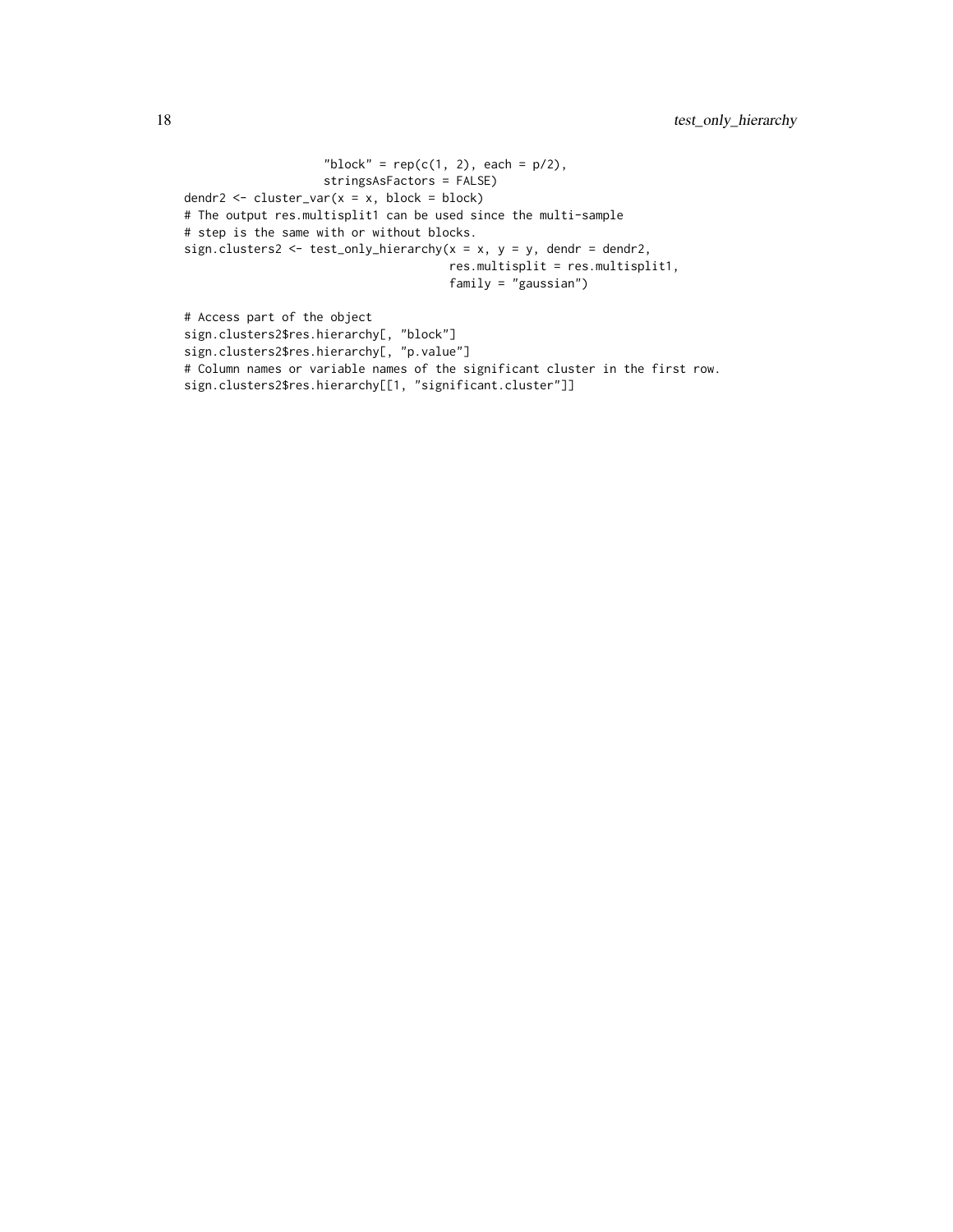```
                    "block" = rep(c(1, 2), each = p/2),
                    stringsAsFactors = FALSE)
dendr2 <- cluster_var(x = x, block = block)
# The output res.multisplit1 can be used since the multi-sample
# step is the same with or without blocks.
sign.clusters2 <- test_only_hierarchy(x = x, y = y, dendr = dendr2,
                                      res.multisplit = res.multisplit1,
                                      family = "gaussian")

# Access part of the object
sign.clusters2$res.hierarchy[, "block"]
sign.clusters2$res.hierarchy[, "p.value"]
# Column names or variable names of the significant cluster in the first row.
sign.clusters2$res.hierarchy[[1, "significant.cluster"]]
```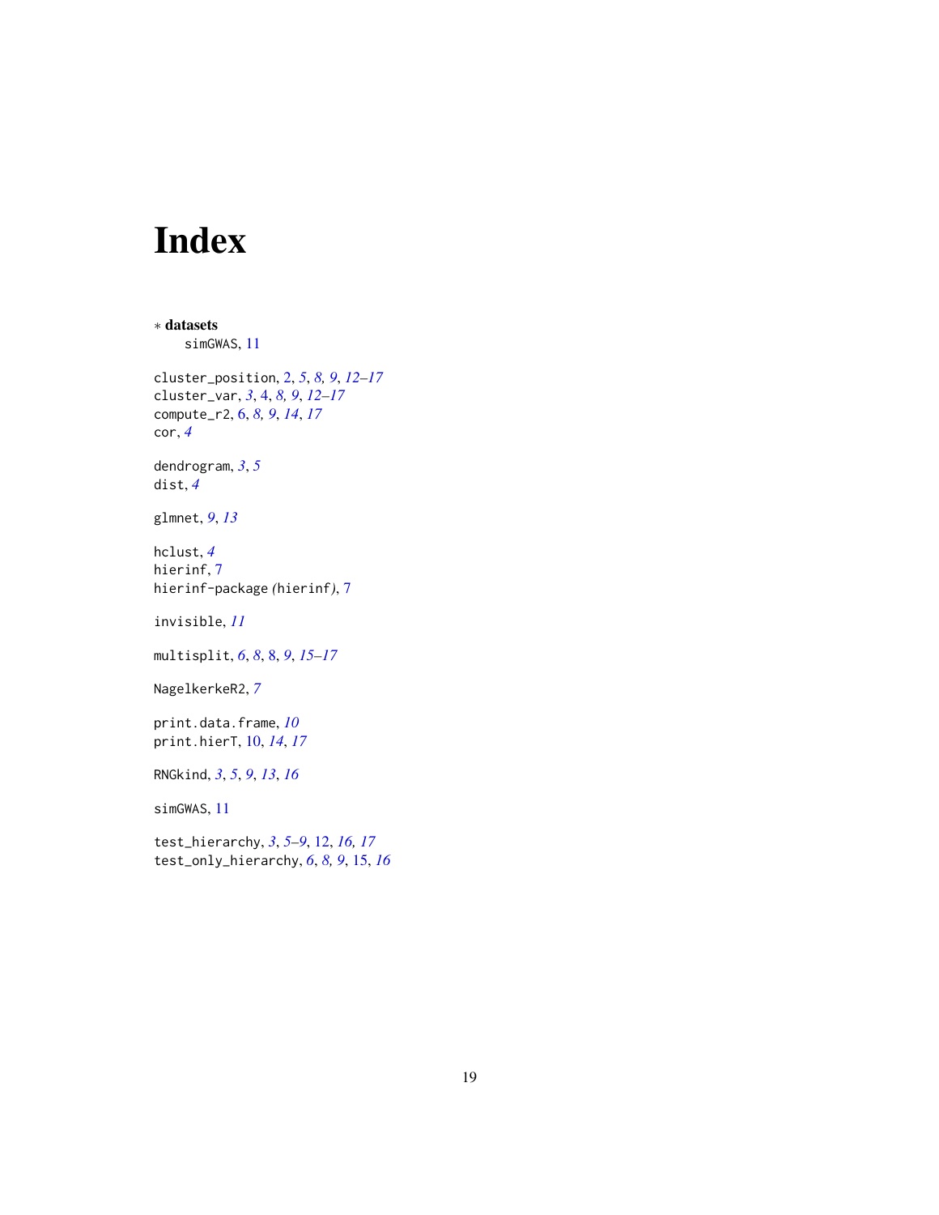# Index

∗ **datasets**
    simGWAS, 11

cluster_position, 2, *5*, *8, 9*, *12–17*
cluster_var, *3*, 4, *8, 9*, *12–17*
compute_r2, 6, *8, 9*, *14*, *17*
cor, *4*

dendrogram, *3*, *5*
dist, *4*

glmnet, *9*, *13*

hclust, *4*
hierinf, 7
hierinf-package *(*hierinf*)*, 7

invisible, *11*

multisplit, *6*, *8*, 8, *9*, *15–17*

NagelkerkeR2, *7*

print.data.frame, *10*
print.hierT, 10, *14*, *17*

RNGkind, *3*, *5*, *9*, *13*, *16*

simGWAS, 11

test_hierarchy, *3*, *5–9*, 12, *16, 17*
test_only_hierarchy, *6*, *8, 9*, 15, *16*